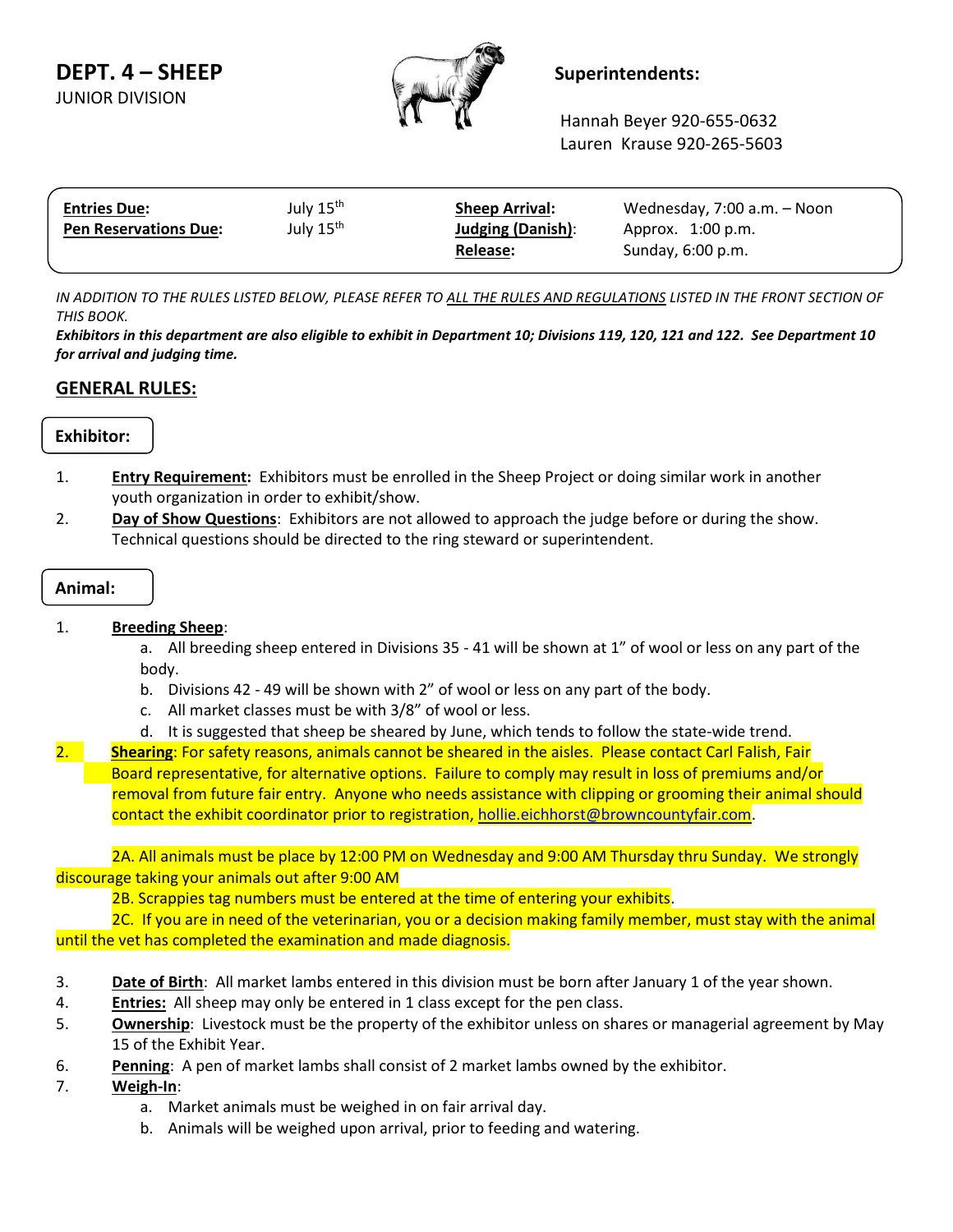# DEPT. 4 – SHEEP

JUNIOR DIVISION

**Superintendents:**

Hannah Beyer 920-655-0632
Lauren Krause 920-265-5603

| | | | |
|---|---|---|---|
| **Entries Due:** | July 15th | **Sheep Arrival:** | Wednesday, 7:00 a.m. – Noon |
| **Pen Reservations Due:** | July 15th | **Judging (Danish):** | Approx. 1:00 p.m. |
| | | **Release:** | Sunday, 6:00 p.m. |

*IN ADDITION TO THE RULES LISTED BELOW, PLEASE REFER TO ALL THE RULES AND REGULATIONS LISTED IN THE FRONT SECTION OF THIS BOOK.*

***Exhibitors in this department are also eligible to exhibit in Department 10; Divisions 119, 120, 121 and 122. See Department 10 for arrival and judging time.***

## GENERAL RULES:

### Exhibitor:

1. **Entry Requirement:** Exhibitors must be enrolled in the Sheep Project or doing similar work in another youth organization in order to exhibit/show.
2. **Day of Show Questions**: Exhibitors are not allowed to approach the judge before or during the show. Technical questions should be directed to the ring steward or superintendent.

### Animal:

1. **Breeding Sheep**:
   a. All breeding sheep entered in Divisions 35 - 41 will be shown at 1" of wool or less on any part of the body.
   b. Divisions 42 - 49 will be shown with 2" of wool or less on any part of the body.
   c. All market classes must be with 3/8" of wool or less.
   d. It is suggested that sheep be sheared by June, which tends to follow the state-wide trend.
2. **Shearing**: For safety reasons, animals cannot be sheared in the aisles. Please contact Carl Falish, Fair Board representative, for alternative options. Failure to comply may result in loss of premiums and/or removal from future fair entry. Anyone who needs assistance with clipping or grooming their animal should contact the exhibit coordinator prior to registration, hollie.eichhorst@browncountyfair.com.

   2A. All animals must be place by 12:00 PM on Wednesday and 9:00 AM Thursday thru Sunday. We strongly discourage taking your animals out after 9:00 AM

   2B. Scrappies tag numbers must be entered at the time of entering your exhibits.

   2C. If you are in need of the veterinarian, you or a decision making family member, must stay with the animal until the vet has completed the examination and made diagnosis.

3. **Date of Birth**: All market lambs entered in this division must be born after January 1 of the year shown.
4. **Entries:** All sheep may only be entered in 1 class except for the pen class.
5. **Ownership**: Livestock must be the property of the exhibitor unless on shares or managerial agreement by May 15 of the Exhibit Year.
6. **Penning**: A pen of market lambs shall consist of 2 market lambs owned by the exhibitor.
7. **Weigh-In**:
   a. Market animals must be weighed in on fair arrival day.
   b. Animals will be weighed upon arrival, prior to feeding and watering.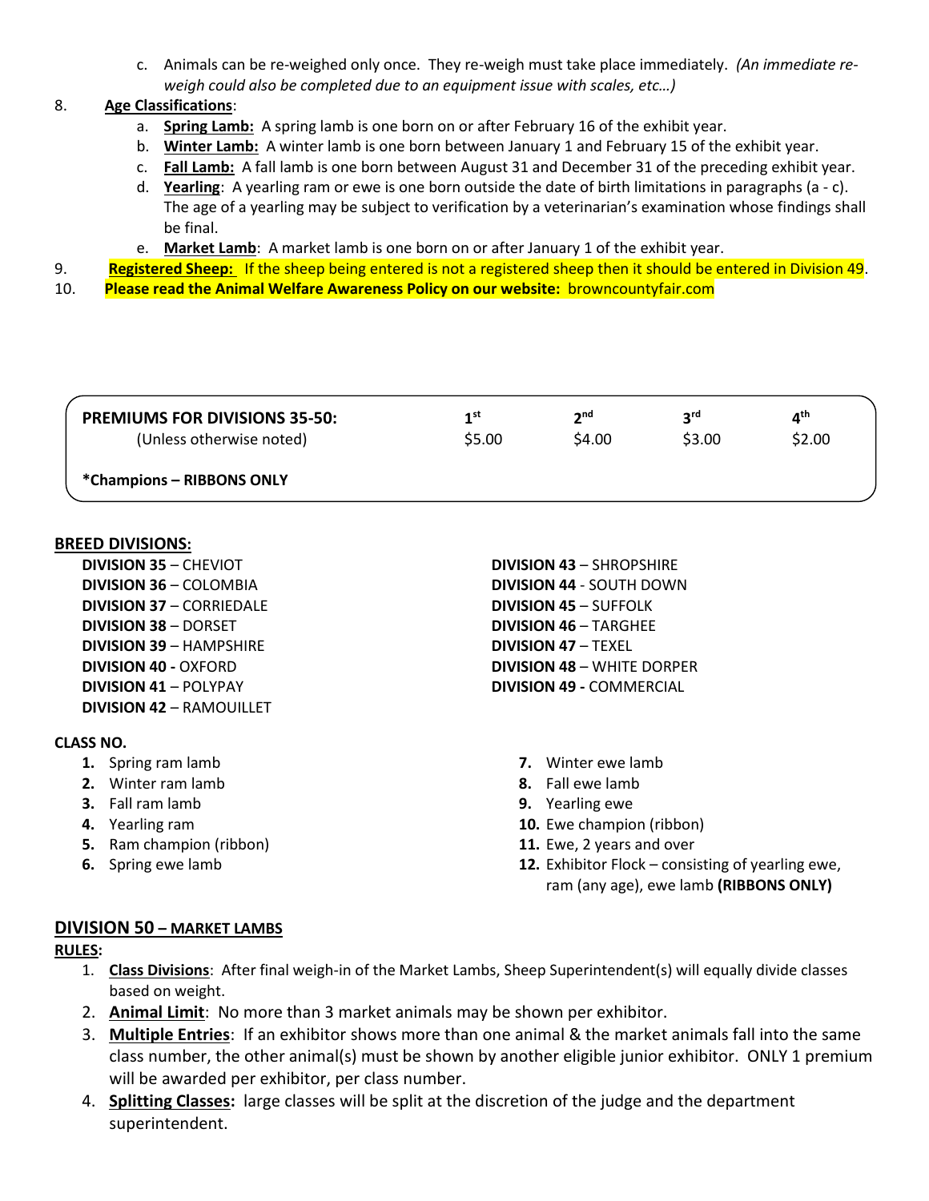c. Animals can be re-weighed only once. They re-weigh must take place immediately. *(An immediate re-weigh could also be completed due to an equipment issue with scales, etc…)*

8. **Age Classifications**:
    a. **Spring Lamb:** A spring lamb is one born on or after February 16 of the exhibit year.
    b. **Winter Lamb:** A winter lamb is one born between January 1 and February 15 of the exhibit year.
    c. **Fall Lamb:** A fall lamb is one born between August 31 and December 31 of the preceding exhibit year.
    d. **Yearling**: A yearling ram or ewe is one born outside the date of birth limitations in paragraphs (a - c). The age of a yearling may be subject to verification by a veterinarian's examination whose findings shall be final.
    e. **Market Lamb**: A market lamb is one born on or after January 1 of the exhibit year.
9. **Registered Sheep:** If the sheep being entered is not a registered sheep then it should be entered in Division 49.
10. **Please read the Animal Welfare Awareness Policy on our website:** browncountyfair.com

| **PREMIUMS FOR DIVISIONS 35-50:** (Unless otherwise noted) | 1st | 2nd | 3rd | 4th |
|---|---|---|---|---|
| | $5.00 | $4.00 | $3.00 | $2.00 |
| ***Champions – RIBBONS ONLY** | | | | |

## BREED DIVISIONS:

**DIVISION 35** – CHEVIOT
**DIVISION 36** – COLOMBIA
**DIVISION 37** – CORRIEDALE
**DIVISION 38** – DORSET
**DIVISION 39** – HAMPSHIRE
**DIVISION 40 -** OXFORD
**DIVISION 41** – POLYPAY
**DIVISION 42** – RAMOUILLET
**DIVISION 43** – SHROPSHIRE
**DIVISION 44** - SOUTH DOWN
**DIVISION 45** – SUFFOLK
**DIVISION 46** – TARGHEE
**DIVISION 47** – TEXEL
**DIVISION 48** – WHITE DORPER
**DIVISION 49 -** COMMERCIAL

**CLASS NO.**

1. Spring ram lamb
2. Winter ram lamb
3. Fall ram lamb
4. Yearling ram
5. Ram champion (ribbon)
6. Spring ewe lamb
7. Winter ewe lamb
8. Fall ewe lamb
9. Yearling ewe
10. Ewe champion (ribbon)
11. Ewe, 2 years and over
12. Exhibitor Flock – consisting of yearling ewe, ram (any age), ewe lamb **(RIBBONS ONLY)**

## DIVISION 50 – MARKET LAMBS

**RULES:**

1. **Class Divisions**: After final weigh-in of the Market Lambs, Sheep Superintendent(s) will equally divide classes based on weight.
2. **Animal Limit**: No more than 3 market animals may be shown per exhibitor.
3. **Multiple Entries**: If an exhibitor shows more than one animal & the market animals fall into the same class number, the other animal(s) must be shown by another eligible junior exhibitor. ONLY 1 premium will be awarded per exhibitor, per class number.
4. **Splitting Classes:** large classes will be split at the discretion of the judge and the department superintendent.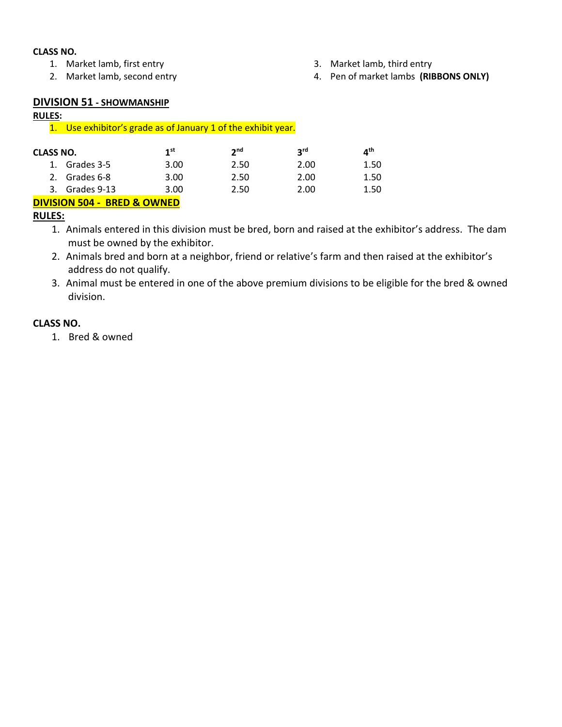**CLASS NO.**

1. Market lamb, first entry
2. Market lamb, second entry
3. Market lamb, third entry
4. Pen of market lambs **(RIBBONS ONLY)**

## DIVISION 51 - SHOWMANSHIP

**RULES:**

1. Use exhibitor's grade as of January 1 of the exhibit year.

| CLASS NO. | 1st | 2nd | 3rd | 4th |
|---|---|---|---|---|
| 1. Grades 3-5 | 3.00 | 2.50 | 2.00 | 1.50 |
| 2. Grades 6-8 | 3.00 | 2.50 | 2.00 | 1.50 |
| 3. Grades 9-13 | 3.00 | 2.50 | 2.00 | 1.50 |

## DIVISION 504 - BRED & OWNED

**RULES:**

1. Animals entered in this division must be bred, born and raised at the exhibitor's address. The dam must be owned by the exhibitor.
2. Animals bred and born at a neighbor, friend or relative's farm and then raised at the exhibitor's address do not qualify.
3. Animal must be entered in one of the above premium divisions to be eligible for the bred & owned division.

**CLASS NO.**

1. Bred & owned